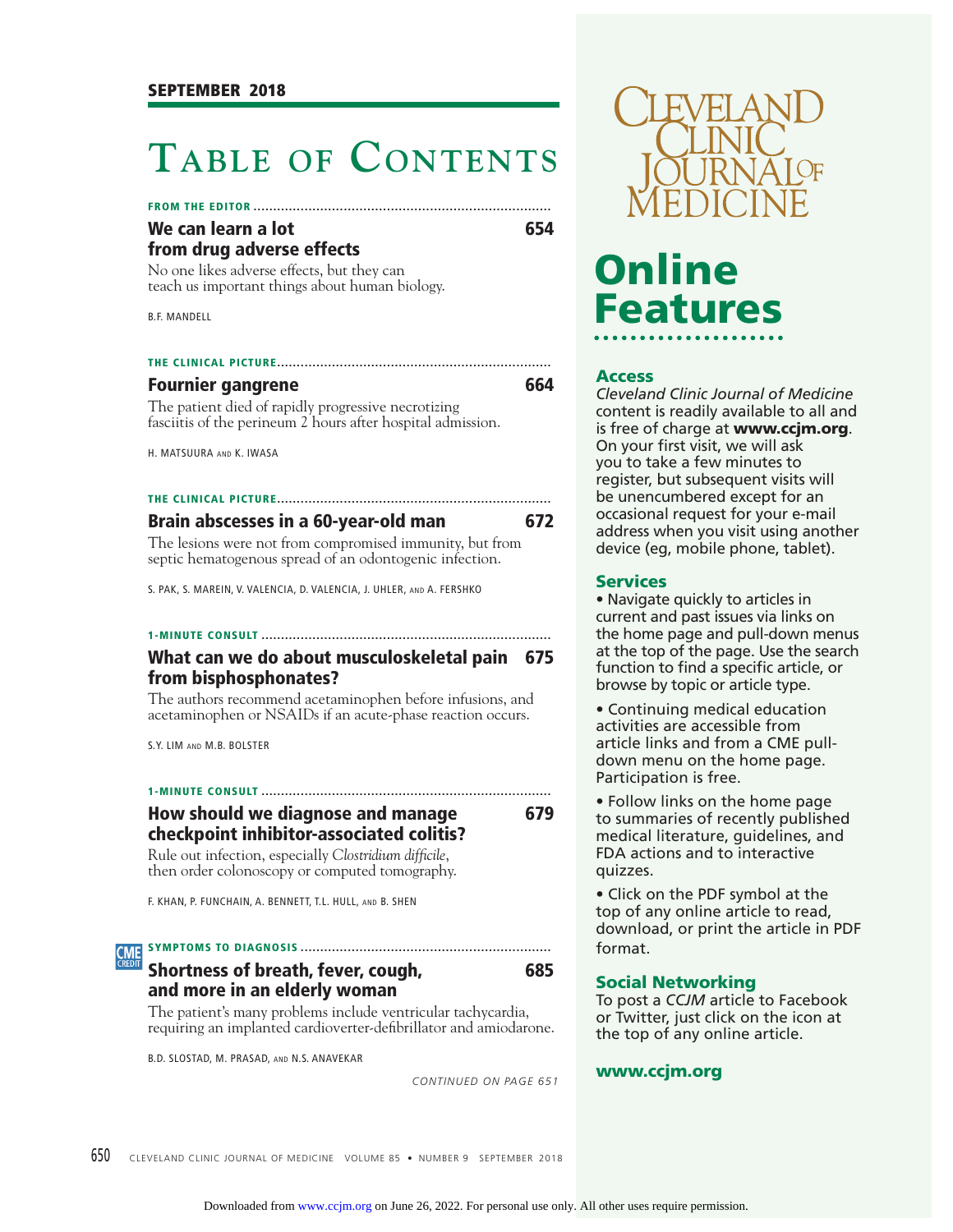SEPTEMBER 2018

# Table of Contents

**FROM THE EDITOR**

## We can learn a lot from drug adverse effects — 654

No one likes adverse effects, but they can teach us important things about human biology.

B.F. MANDELL

**THE CLINICAL PICTURE**

## Fournier gangrene — 664

The patient died of rapidly progressive necrotizing fasciitis of the perineum 2 hours after hospital admission.

H. MATSUURA AND K. IWASA

**THE CLINICAL PICTURE**

## Brain abscesses in a 60-year-old man — 672

The lesions were not from compromised immunity, but from septic hematogenous spread of an odontogenic infection.

S. PAK, S. MAREIN, V. VALENCIA, D. VALENCIA, J. UHLER, AND A. FERSHKO

**1-MINUTE CONSULT**

## What can we do about musculoskeletal pain from bisphosphonates? — 675

The authors recommend acetaminophen before infusions, and acetaminophen or NSAIDs if an acute-phase reaction occurs.

S.Y. LIM AND M.B. BOLSTER

**1-MINUTE CONSULT**

## How should we diagnose and manage checkpoint inhibitor-associated colitis? — 679

Rule out infection, especially *Clostridium difficile*, then order colonoscopy or computed tomography.

F. KHAN, P. FUNCHAIN, A. BENNETT, T.L. HULL, AND B. SHEN

CME CREDIT **SYMPTOMS TO DIAGNOSIS**

## Shortness of breath, fever, cough, and more in an elderly woman — 685

The patient's many problems include ventricular tachycardia, requiring an implanted cardioverter-defibrillator and amiodarone.

B.D. SLOSTAD, M. PRASAD, AND N.S. ANAVEKAR

*CONTINUED ON PAGE 651*

---

CLEVELAND CLINIC JOURNAL OF MEDICINE

# Online Features

### Access

*Cleveland Clinic Journal of Medicine* content is readily available to all and is free of charge at **www.ccjm.org**. On your first visit, we will ask you to take a few minutes to register, but subsequent visits will be unencumbered except for an occasional request for your e-mail address when you visit using another device (eg, mobile phone, tablet).

### Services

- Navigate quickly to articles in current and past issues via links on the home page and pull-down menus at the top of the page. Use the search function to find a specific article, or browse by topic or article type.
- Continuing medical education activities are accessible from article links and from a CME pull-down menu on the home page. Participation is free.
- Follow links on the home page to summaries of recently published medical literature, guidelines, and FDA actions and to interactive quizzes.
- Click on the PDF symbol at the top of any online article to read, download, or print the article in PDF format.

### Social Networking

To post a *CCJM* article to Facebook or Twitter, just click on the icon at the top of any online article.

**www.ccjm.org**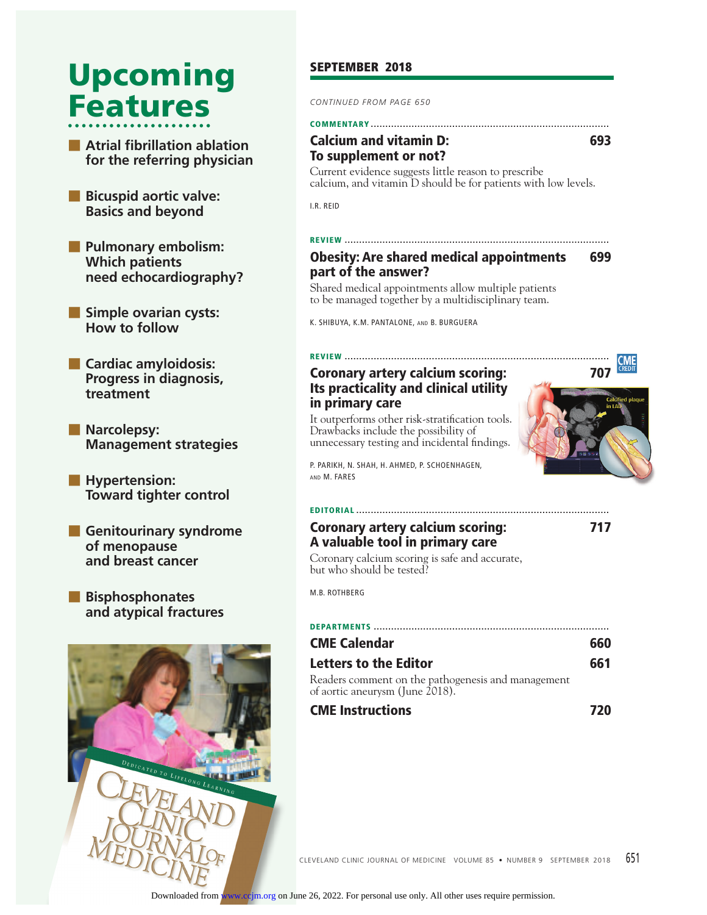# Upcoming Features

- Atrial fibrillation ablation for the referring physician
- Bicuspid aortic valve: Basics and beyond
- Pulmonary embolism: Which patients need echocardiography?
- Simple ovarian cysts: How to follow
- Cardiac amyloidosis: Progress in diagnosis, treatment
- Narcolepsy: Management strategies
- Hypertension: Toward tighter control
- Genitourinary syndrome of menopause and breast cancer
- Bisphosphonates and atypical fractures

## SEPTEMBER 2018

*CONTINUED FROM PAGE 650*

**COMMENTARY**

### Calcium and vitamin D: To supplement or not? — 693

Current evidence suggests little reason to prescribe calcium, and vitamin D should be for patients with low levels.

I.R. REID

**REVIEW**

### Obesity: Are shared medical appointments part of the answer? — 699

Shared medical appointments allow multiple patients to be managed together by a multidisciplinary team.

K. SHIBUYA, K.M. PANTALONE, AND B. BURGUERA

**REVIEW**

### Coronary artery calcium scoring: Its practicality and clinical utility in primary care — 707

CME CREDIT

It outperforms other risk-stratification tools. Drawbacks include the possibility of unnecessary testing and incidental findings.

P. PARIKH, N. SHAH, H. AHMED, P. SCHOENHAGEN, AND M. FARES

**EDITORIAL**

### Coronary artery calcium scoring: A valuable tool in primary care — 717

Coronary calcium scoring is safe and accurate, but who should be tested?

M.B. ROTHBERG

**DEPARTMENTS**

### CME Calendar — 660

### Letters to the Editor — 661

Readers comment on the pathogenesis and management of aortic aneurysm (June 2018).

### CME Instructions — 720

Downloaded from www.ccjm.org on June 26, 2022. For personal use only. All other uses require permission.